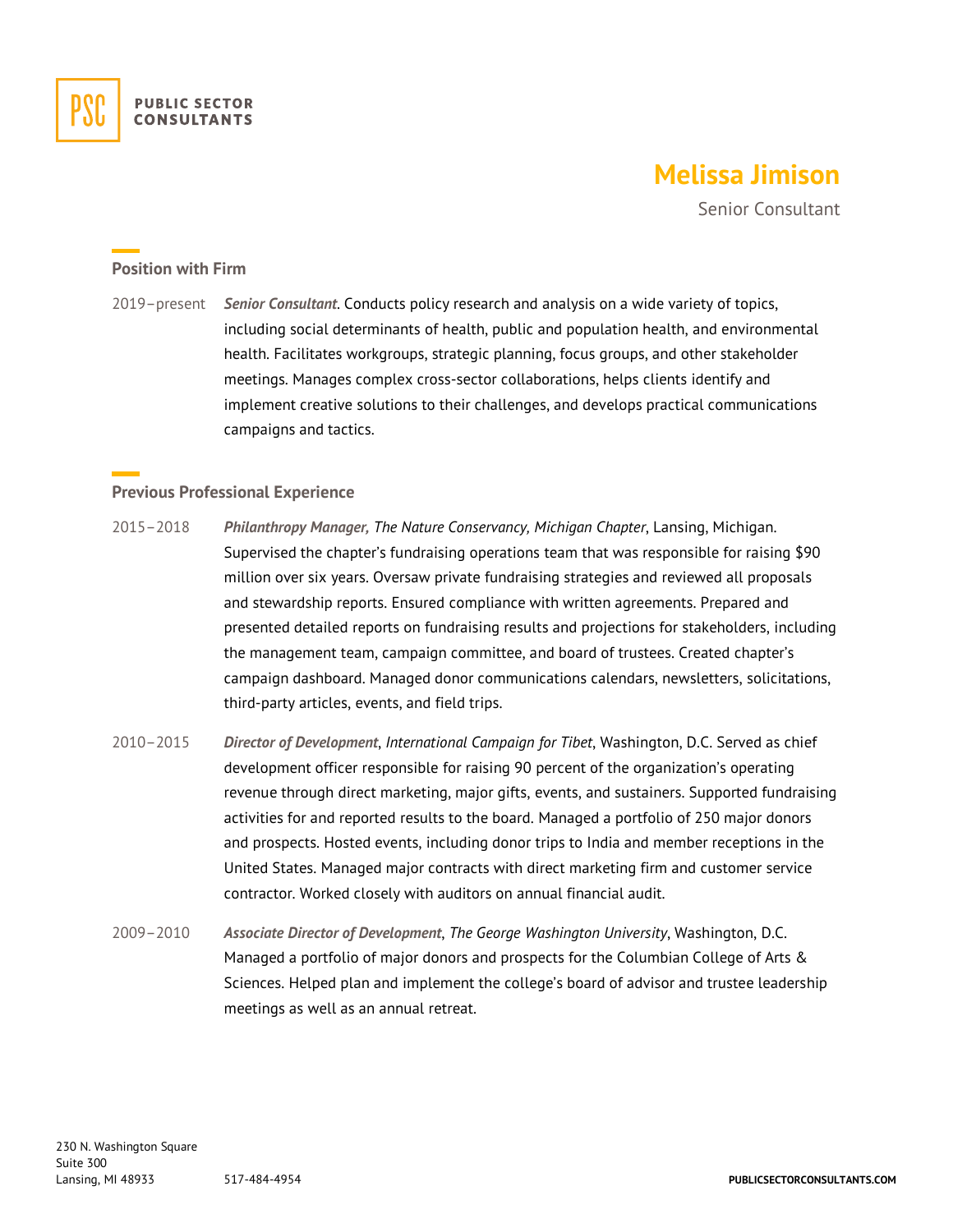PUBLIC SECTOR CONSULTANTS

# Melissa Jimison

Senior Consultant

## Position with Firm

2019–present **_Senior Consultant_**. Conducts policy research and analysis on a wide variety of topics, including social determinants of health, public and population health, and environmental health. Facilitates workgroups, strategic planning, focus groups, and other stakeholder meetings. Manages complex cross-sector collaborations, helps clients identify and implement creative solutions to their challenges, and develops practical communications campaigns and tactics.

## Previous Professional Experience

2015–2018 **_Philanthropy Manager,_** _The Nature Conservancy, Michigan Chapter_, Lansing, Michigan. Supervised the chapter's fundraising operations team that was responsible for raising $90 million over six years. Oversaw private fundraising strategies and reviewed all proposals and stewardship reports. Ensured compliance with written agreements. Prepared and presented detailed reports on fundraising results and projections for stakeholders, including the management team, campaign committee, and board of trustees. Created chapter's campaign dashboard. Managed donor communications calendars, newsletters, solicitations, third-party articles, events, and field trips.

2010–2015 **_Director of Development_**, _International Campaign for Tibet_, Washington, D.C. Served as chief development officer responsible for raising 90 percent of the organization's operating revenue through direct marketing, major gifts, events, and sustainers. Supported fundraising activities for and reported results to the board. Managed a portfolio of 250 major donors and prospects. Hosted events, including donor trips to India and member receptions in the United States. Managed major contracts with direct marketing firm and customer service contractor. Worked closely with auditors on annual financial audit.

2009–2010 **_Associate Director of Development_**, _The George Washington University_, Washington, D.C. Managed a portfolio of major donors and prospects for the Columbian College of Arts & Sciences. Helped plan and implement the college's board of advisor and trustee leadership meetings as well as an annual retreat.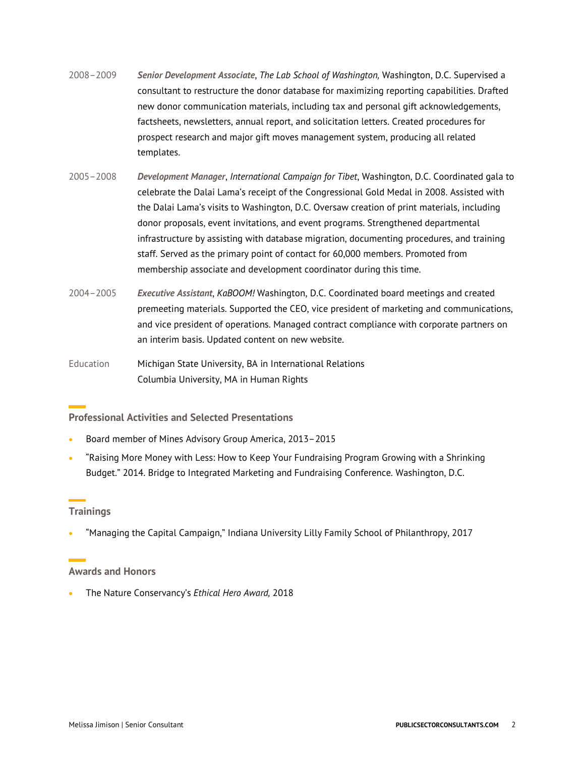2008–2009 ***Senior Development Associate***, *The Lab School of Washington,* Washington, D.C. Supervised a consultant to restructure the donor database for maximizing reporting capabilities. Drafted new donor communication materials, including tax and personal gift acknowledgements, factsheets, newsletters, annual report, and solicitation letters. Created procedures for prospect research and major gift moves management system, producing all related templates.

2005–2008 ***Development Manager***, *International Campaign for Tibet*, Washington, D.C. Coordinated gala to celebrate the Dalai Lama's receipt of the Congressional Gold Medal in 2008. Assisted with the Dalai Lama's visits to Washington, D.C. Oversaw creation of print materials, including donor proposals, event invitations, and event programs. Strengthened departmental infrastructure by assisting with database migration, documenting procedures, and training staff. Served as the primary point of contact for 60,000 members. Promoted from membership associate and development coordinator during this time.

2004–2005 ***Executive Assistant***, *KaBOOM!* Washington, D.C. Coordinated board meetings and created premeeting materials. Supported the CEO, vice president of marketing and communications, and vice president of operations. Managed contract compliance with corporate partners on an interim basis. Updated content on new website.

Education Michigan State University, BA in International Relations
Columbia University, MA in Human Rights

## Professional Activities and Selected Presentations

- Board member of Mines Advisory Group America, 2013–2015
- "Raising More Money with Less: How to Keep Your Fundraising Program Growing with a Shrinking Budget." 2014. Bridge to Integrated Marketing and Fundraising Conference. Washington, D.C.

## Trainings

- "Managing the Capital Campaign," Indiana University Lilly Family School of Philanthropy, 2017

## Awards and Honors

- The Nature Conservancy's *Ethical Hero Award,* 2018